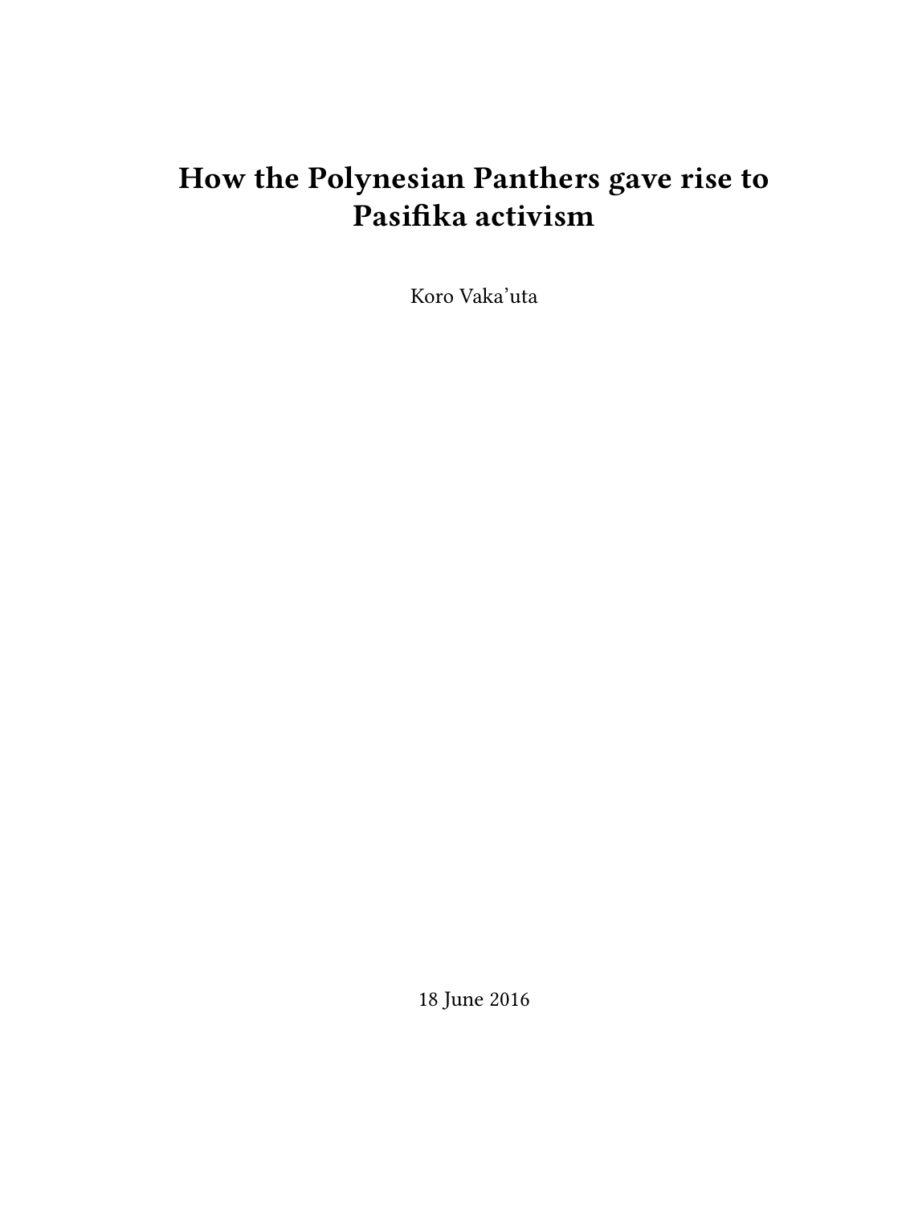# How the Polynesian Panthers gave rise to Pasifika activism

Koro Vaka’uta

18 June 2016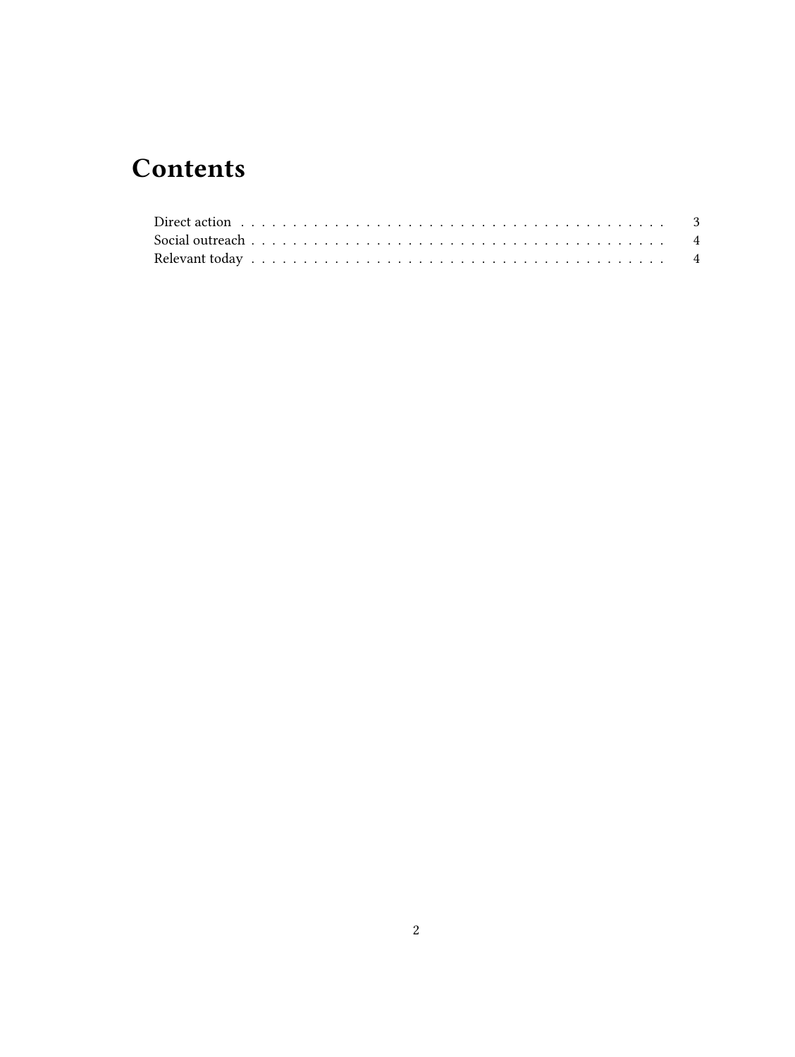# Contents

- Direct action . . . . . . . . . . . . . . . . . . . . . . . . . . . . . . . . . . . . . . . . 3
- Social outreach . . . . . . . . . . . . . . . . . . . . . . . . . . . . . . . . . . . . . . . 4
- Relevant today . . . . . . . . . . . . . . . . . . . . . . . . . . . . . . . . . . . . . . . 4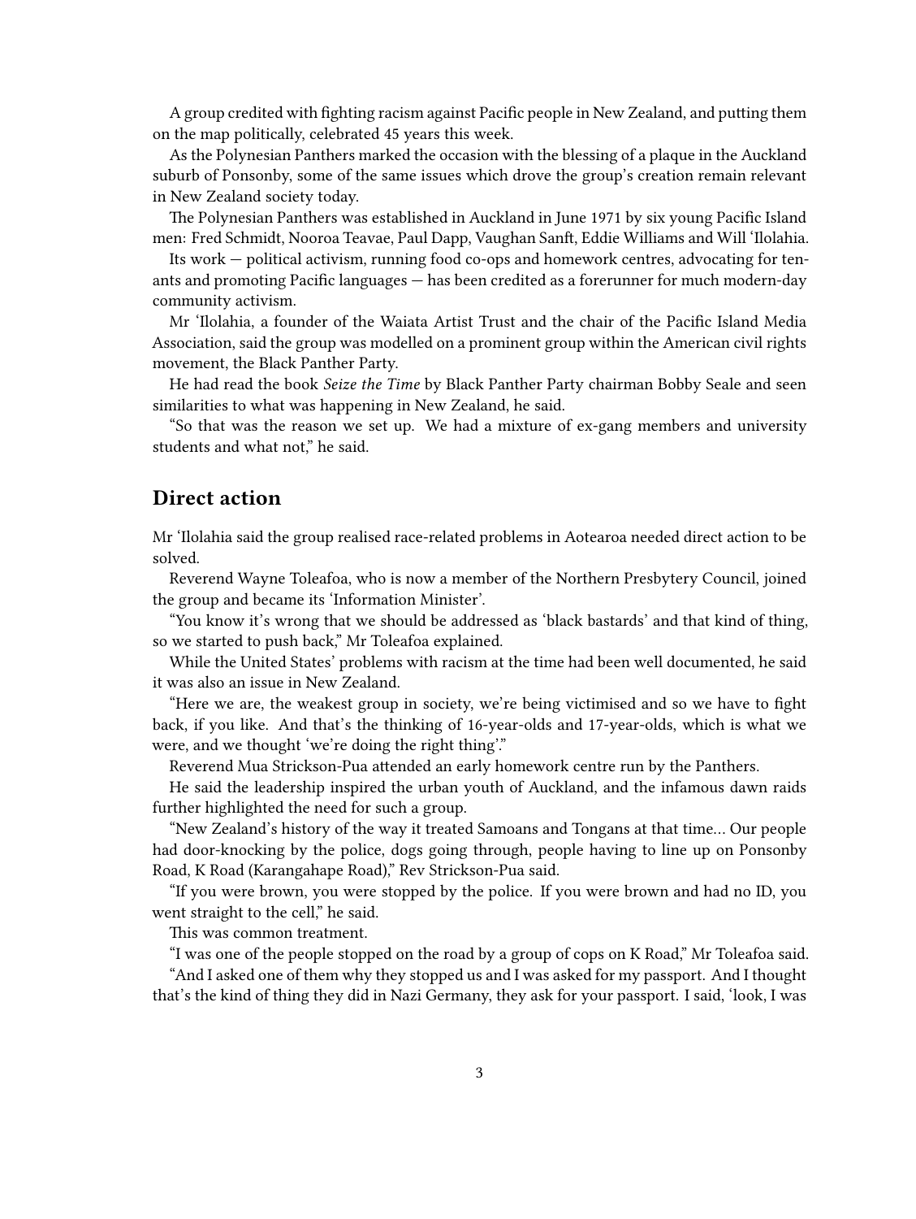A group credited with fighting racism against Pacific people in New Zealand, and putting them on the map politically, celebrated 45 years this week.

As the Polynesian Panthers marked the occasion with the blessing of a plaque in the Auckland suburb of Ponsonby, some of the same issues which drove the group's creation remain relevant in New Zealand society today.

The Polynesian Panthers was established in Auckland in June 1971 by six young Pacific Island men: Fred Schmidt, Nooroa Teavae, Paul Dapp, Vaughan Sanft, Eddie Williams and Will 'Ilolahia.

Its work — political activism, running food co-ops and homework centres, advocating for tenants and promoting Pacific languages — has been credited as a forerunner for much modern-day community activism.

Mr 'Ilolahia, a founder of the Waiata Artist Trust and the chair of the Pacific Island Media Association, said the group was modelled on a prominent group within the American civil rights movement, the Black Panther Party.

He had read the book *Seize the Time* by Black Panther Party chairman Bobby Seale and seen similarities to what was happening in New Zealand, he said.

"So that was the reason we set up. We had a mixture of ex-gang members and university students and what not," he said.

## Direct action

Mr 'Ilolahia said the group realised race-related problems in Aotearoa needed direct action to be solved.

Reverend Wayne Toleafoa, who is now a member of the Northern Presbytery Council, joined the group and became its 'Information Minister'.

"You know it's wrong that we should be addressed as 'black bastards' and that kind of thing, so we started to push back," Mr Toleafoa explained.

While the United States' problems with racism at the time had been well documented, he said it was also an issue in New Zealand.

"Here we are, the weakest group in society, we're being victimised and so we have to fight back, if you like. And that's the thinking of 16-year-olds and 17-year-olds, which is what we were, and we thought 'we're doing the right thing'."

Reverend Mua Strickson-Pua attended an early homework centre run by the Panthers.

He said the leadership inspired the urban youth of Auckland, and the infamous dawn raids further highlighted the need for such a group.

"New Zealand's history of the way it treated Samoans and Tongans at that time… Our people had door-knocking by the police, dogs going through, people having to line up on Ponsonby Road, K Road (Karangahape Road)," Rev Strickson-Pua said.

"If you were brown, you were stopped by the police. If you were brown and had no ID, you went straight to the cell," he said.

This was common treatment.

"I was one of the people stopped on the road by a group of cops on K Road," Mr Toleafoa said.

"And I asked one of them why they stopped us and I was asked for my passport. And I thought that's the kind of thing they did in Nazi Germany, they ask for your passport. I said, 'look, I was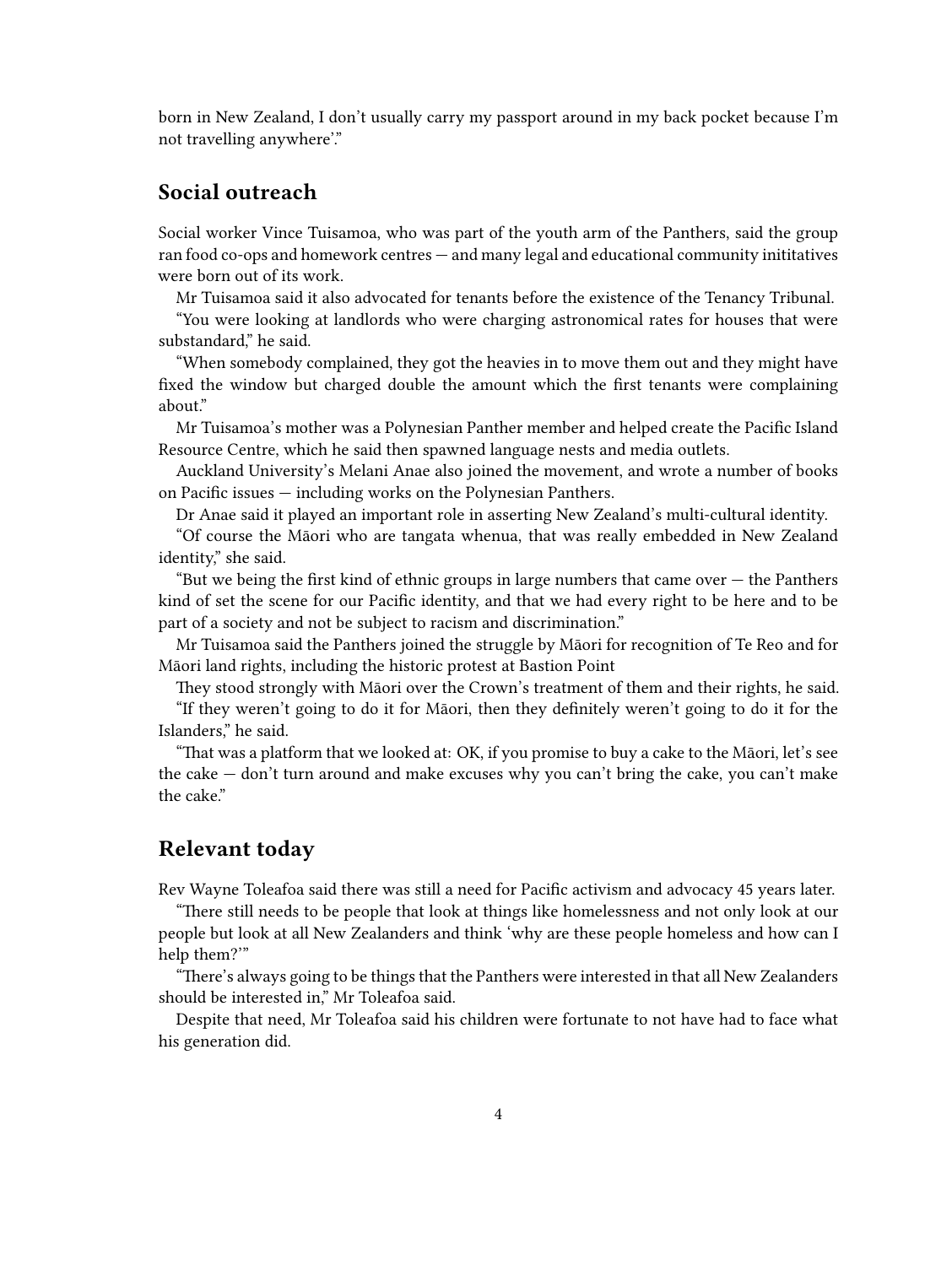born in New Zealand, I don't usually carry my passport around in my back pocket because I'm not travelling anywhere'."

## Social outreach

Social worker Vince Tuisamoa, who was part of the youth arm of the Panthers, said the group ran food co-ops and homework centres — and many legal and educational community inititatives were born out of its work.

Mr Tuisamoa said it also advocated for tenants before the existence of the Tenancy Tribunal.

"You were looking at landlords who were charging astronomical rates for houses that were substandard," he said.

"When somebody complained, they got the heavies in to move them out and they might have fixed the window but charged double the amount which the first tenants were complaining about."

Mr Tuisamoa's mother was a Polynesian Panther member and helped create the Pacific Island Resource Centre, which he said then spawned language nests and media outlets.

Auckland University's Melani Anae also joined the movement, and wrote a number of books on Pacific issues — including works on the Polynesian Panthers.

Dr Anae said it played an important role in asserting New Zealand's multi-cultural identity.

"Of course the Māori who are tangata whenua, that was really embedded in New Zealand identity," she said.

"But we being the first kind of ethnic groups in large numbers that came over — the Panthers kind of set the scene for our Pacific identity, and that we had every right to be here and to be part of a society and not be subject to racism and discrimination."

Mr Tuisamoa said the Panthers joined the struggle by Māori for recognition of Te Reo and for Māori land rights, including the historic protest at Bastion Point

They stood strongly with Māori over the Crown's treatment of them and their rights, he said.

"If they weren't going to do it for Māori, then they definitely weren't going to do it for the Islanders," he said.

"That was a platform that we looked at: OK, if you promise to buy a cake to the Māori, let's see the cake — don't turn around and make excuses why you can't bring the cake, you can't make the cake."

## Relevant today

Rev Wayne Toleafoa said there was still a need for Pacific activism and advocacy 45 years later.

"There still needs to be people that look at things like homelessness and not only look at our people but look at all New Zealanders and think 'why are these people homeless and how can I help them?'"

"There's always going to be things that the Panthers were interested in that all New Zealanders should be interested in," Mr Toleafoa said.

Despite that need, Mr Toleafoa said his children were fortunate to not have had to face what his generation did.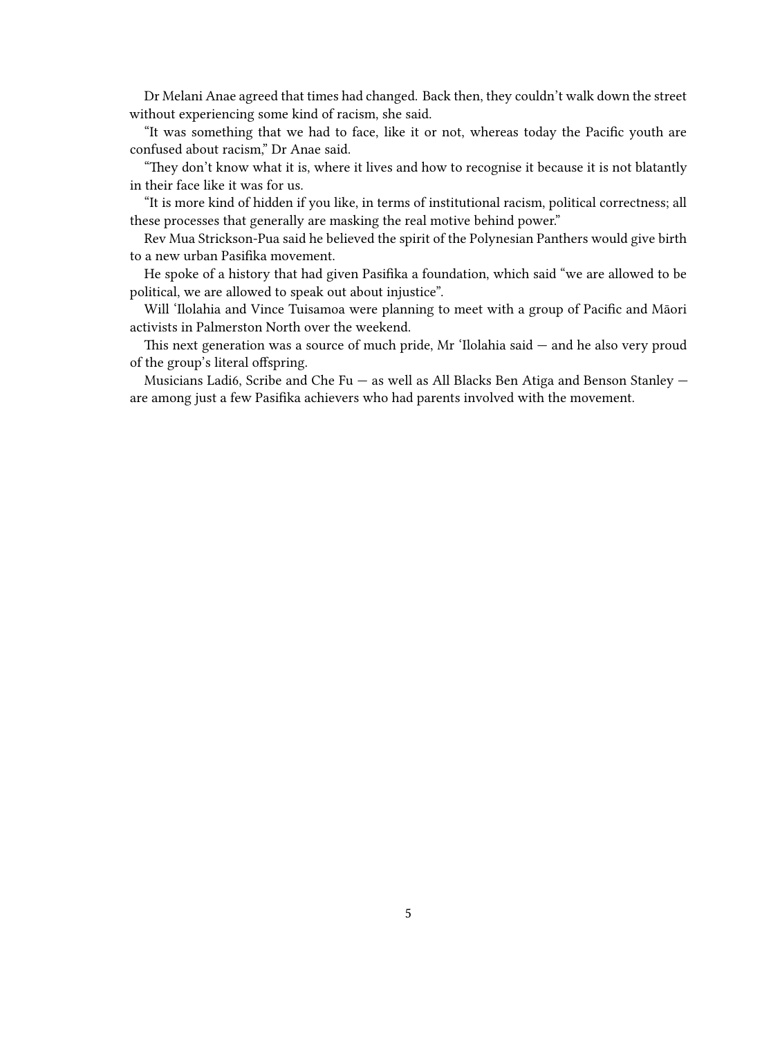Dr Melani Anae agreed that times had changed. Back then, they couldn't walk down the street without experiencing some kind of racism, she said.

"It was something that we had to face, like it or not, whereas today the Pacific youth are confused about racism," Dr Anae said.

"They don't know what it is, where it lives and how to recognise it because it is not blatantly in their face like it was for us.

"It is more kind of hidden if you like, in terms of institutional racism, political correctness; all these processes that generally are masking the real motive behind power."

Rev Mua Strickson-Pua said he believed the spirit of the Polynesian Panthers would give birth to a new urban Pasifika movement.

He spoke of a history that had given Pasifika a foundation, which said "we are allowed to be political, we are allowed to speak out about injustice".

Will 'Ilolahia and Vince Tuisamoa were planning to meet with a group of Pacific and Māori activists in Palmerston North over the weekend.

This next generation was a source of much pride, Mr 'Ilolahia said — and he also very proud of the group's literal offspring.

Musicians Ladi6, Scribe and Che Fu — as well as All Blacks Ben Atiga and Benson Stanley — are among just a few Pasifika achievers who had parents involved with the movement.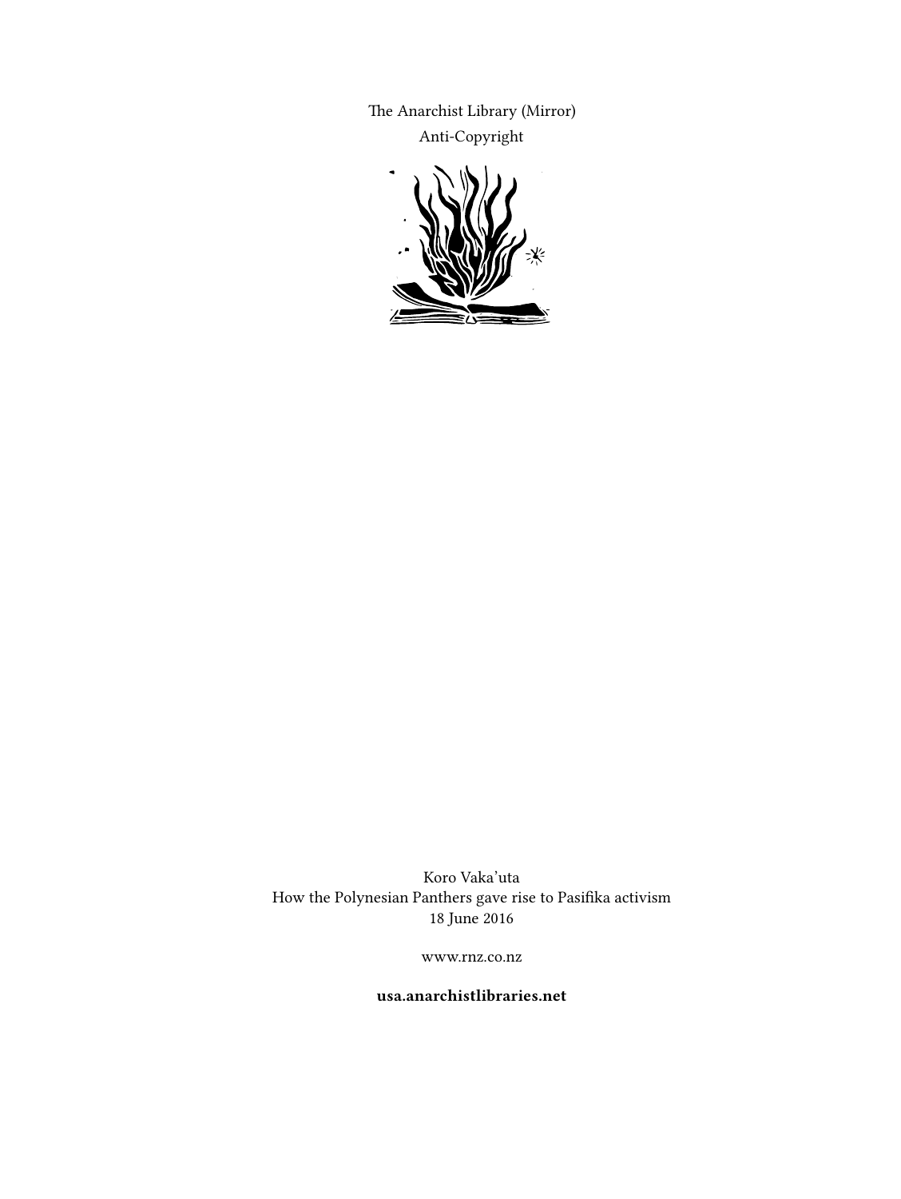The Anarchist Library (Mirror)

Anti-Copyright

Koro Vaka'uta

How the Polynesian Panthers gave rise to Pasifika activism

18 June 2016

www.rnz.co.nz

**usa.anarchistlibraries.net**